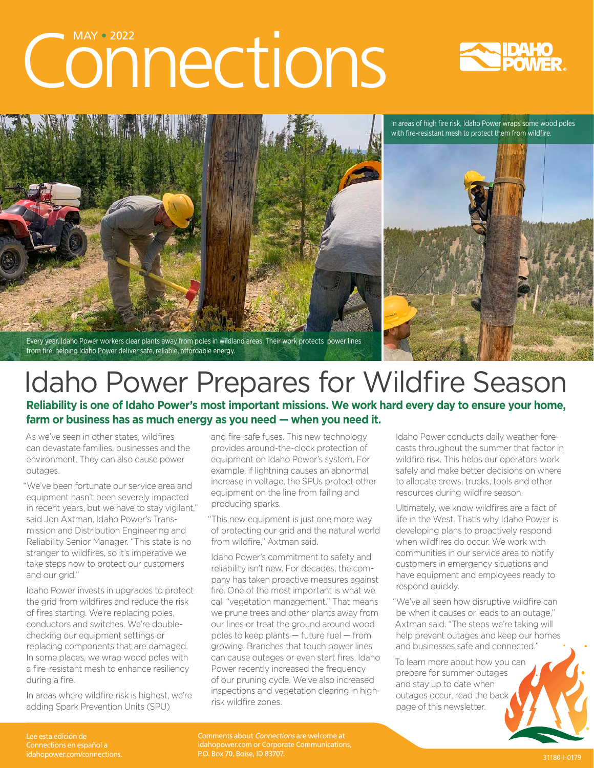# Connections

MAY • 2022

In areas of high fire risk, Idaho Power wraps some wood poles with fire-resistant mesh to protect them from wildfire.

Every year, Idaho Power workers clear plants away from poles in wildland areas. Their work protects power lines from fire, helping Idaho Power deliver safe, reliable, affordable energy.

# Idaho Power Prepares for Wildfire Season

**Reliability is one of Idaho Power's most important missions. We work hard every day to ensure your home, farm or business has as much energy as you need — when you need it.**

As we've seen in other states, wildfires can devastate families, businesses and the environment. They can also cause power outages.

"We've been fortunate our service area and equipment hasn't been severely impacted in recent years, but we have to stay vigilant," said Jon Axtman, Idaho Power's Transmission and Distribution Engineering and Reliability Senior Manager. "This state is no stranger to wildfires, so it's imperative we take steps now to protect our customers and our grid."

Idaho Power invests in upgrades to protect the grid from wildfires and reduce the risk of fires starting. We're replacing poles, conductors and switches. We're double-checking our equipment settings or replacing components that are damaged. In some places, we wrap wood poles with a fire-resistant mesh to enhance resiliency during a fire.

In areas where wildfire risk is highest, we're adding Spark Prevention Units (SPU) and fire-safe fuses. This new technology provides around-the-clock protection of equipment on Idaho Power's system. For example, if lightning causes an abnormal increase in voltage, the SPUs protect other equipment on the line from failing and producing sparks.

"This new equipment is just one more way of protecting our grid and the natural world from wildfire," Axtman said.

Idaho Power's commitment to safety and reliability isn't new. For decades, the company has taken proactive measures against fire. One of the most important is what we call "vegetation management." That means we prune trees and other plants away from our lines or treat the ground around wood poles to keep plants — future fuel — from growing. Branches that touch power lines can cause outages or even start fires. Idaho Power recently increased the frequency of our pruning cycle. We've also increased inspections and vegetation clearing in high-risk wildfire zones.

Idaho Power conducts daily weather forecasts throughout the summer that factor in wildfire risk. This helps our operators work safely and make better decisions on where to allocate crews, trucks, tools and other resources during wildfire season.

Ultimately, we know wildfires are a fact of life in the West. That's why Idaho Power is developing plans to proactively respond when wildfires do occur. We work with communities in our service area to notify customers in emergency situations and have equipment and employees ready to respond quickly.

"We've all seen how disruptive wildfire can be when it causes or leads to an outage," Axtman said. "The steps we're taking will help prevent outages and keep our homes and businesses safe and connected."

To learn more about how you can prepare for summer outages and stay up to date when outages occur, read the back page of this newsletter.

Lee esta edición de Connections en español a idahopower.com/connections.

Comments about *Connections* are welcome at idahopower.com or Corporate Communications, P.O. Box 70, Boise, ID 83707.

31180-I-0179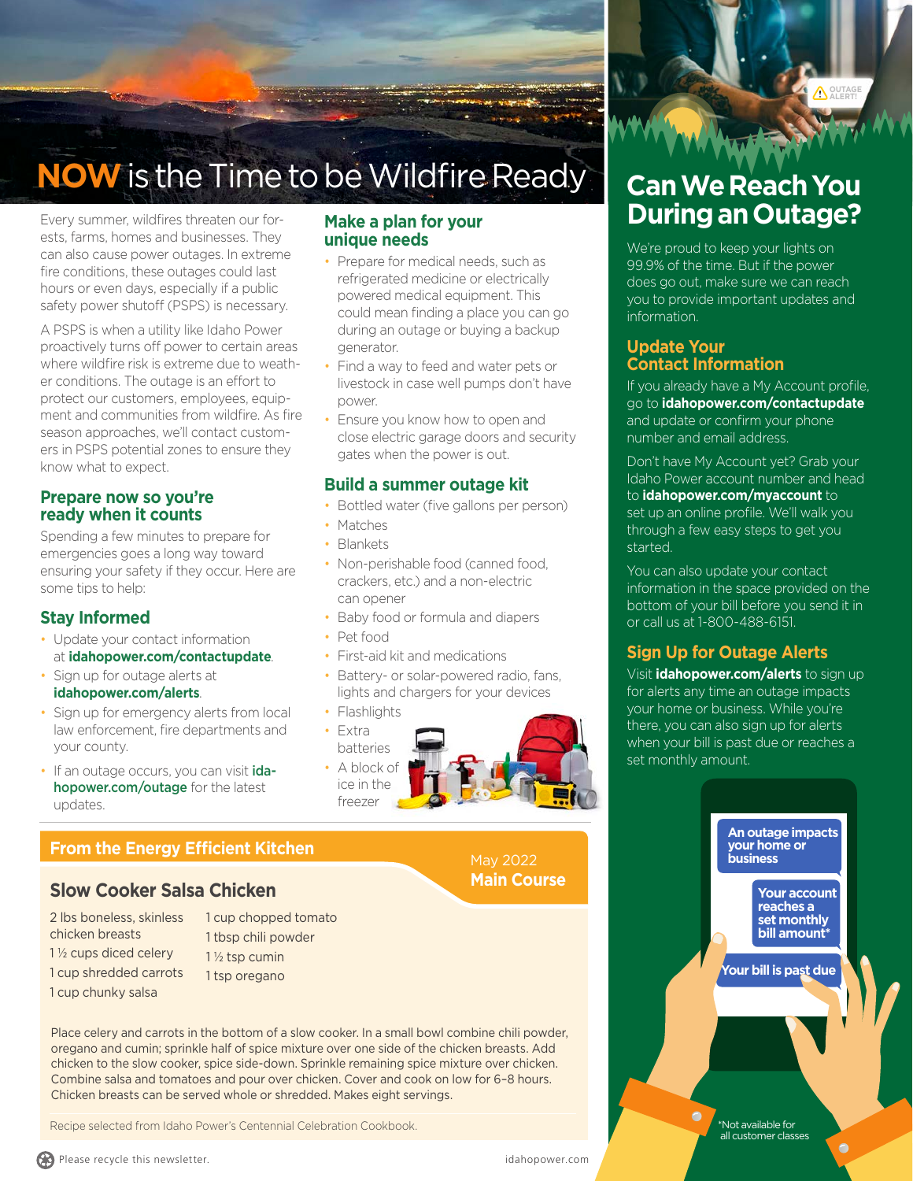# NOW is the Time to be Wildfire Ready

Every summer, wildfires threaten our forests, farms, homes and businesses. They can also cause power outages. In extreme fire conditions, these outages could last hours or even days, especially if a public safety power shutoff (PSPS) is necessary.

A PSPS is when a utility like Idaho Power proactively turns off power to certain areas where wildfire risk is extreme due to weather conditions. The outage is an effort to protect our customers, employees, equipment and communities from wildfire. As fire season approaches, we'll contact customers in PSPS potential zones to ensure they know what to expect.

## Prepare now so you're ready when it counts

Spending a few minutes to prepare for emergencies goes a long way toward ensuring your safety if they occur. Here are some tips to help:

## Stay Informed

- Update your contact information at **idahopower.com/contactupdate**.
- Sign up for outage alerts at **idahopower.com/alerts**.
- Sign up for emergency alerts from local law enforcement, fire departments and your county.
- If an outage occurs, you can visit **idahopower.com/outage** for the latest updates.

## Make a plan for your unique needs

- Prepare for medical needs, such as refrigerated medicine or electrically powered medical equipment. This could mean finding a place you can go during an outage or buying a backup generator.
- Find a way to feed and water pets or livestock in case well pumps don't have power.
- Ensure you know how to open and close electric garage doors and security gates when the power is out.

## Build a summer outage kit

- Bottled water (five gallons per person)
- Matches
- Blankets
- Non-perishable food (canned food, crackers, etc.) and a non-electric can opener
- Baby food or formula and diapers
- Pet food
- First-aid kit and medications
- Battery- or solar-powered radio, fans, lights and chargers for your devices
- Flashlights
- Extra batteries
- A block of ice in the freezer

## From the Energy Efficient Kitchen

May 2022
**Main Course**

### Slow Cooker Salsa Chicken

- 2 lbs boneless, skinless chicken breasts
- 1 ½ cups diced celery
- 1 cup shredded carrots
- 1 cup chunky salsa
- 1 cup chopped tomato
- 1 tbsp chili powder
- 1 ½ tsp cumin
- 1 tsp oregano

Place celery and carrots in the bottom of a slow cooker. In a small bowl combine chili powder, oregano and cumin; sprinkle half of spice mixture over one side of the chicken breasts. Add chicken to the slow cooker, spice side-down. Sprinkle remaining spice mixture over chicken. Combine salsa and tomatoes and pour over chicken. Cover and cook on low for 6–8 hours. Chicken breasts can be served whole or shredded. Makes eight servings.

Recipe selected from Idaho Power's Centennial Celebration Cookbook.

# Can We Reach You During an Outage?

We're proud to keep your lights on 99.9% of the time. But if the power does go out, make sure we can reach you to provide important updates and information.

## Update Your Contact Information

If you already have a My Account profile, go to **idahopower.com/contactupdate** and update or confirm your phone number and email address.

Don't have My Account yet? Grab your Idaho Power account number and head to **idahopower.com/myaccount** to set up an online profile. We'll walk you through a few easy steps to get you started.

You can also update your contact information in the space provided on the bottom of your bill before you send it in or call us at 1-800-488-6151.

## Sign Up for Outage Alerts

Visit **idahopower.com/alerts** to sign up for alerts any time an outage impacts your home or business. While you're there, you can also sign up for alerts when your bill is past due or reaches a set monthly amount.

An outage impacts your home or business

Your account reaches a set monthly bill amount*

Your bill is past due

*Not available for all customer classes

Please recycle this newsletter.